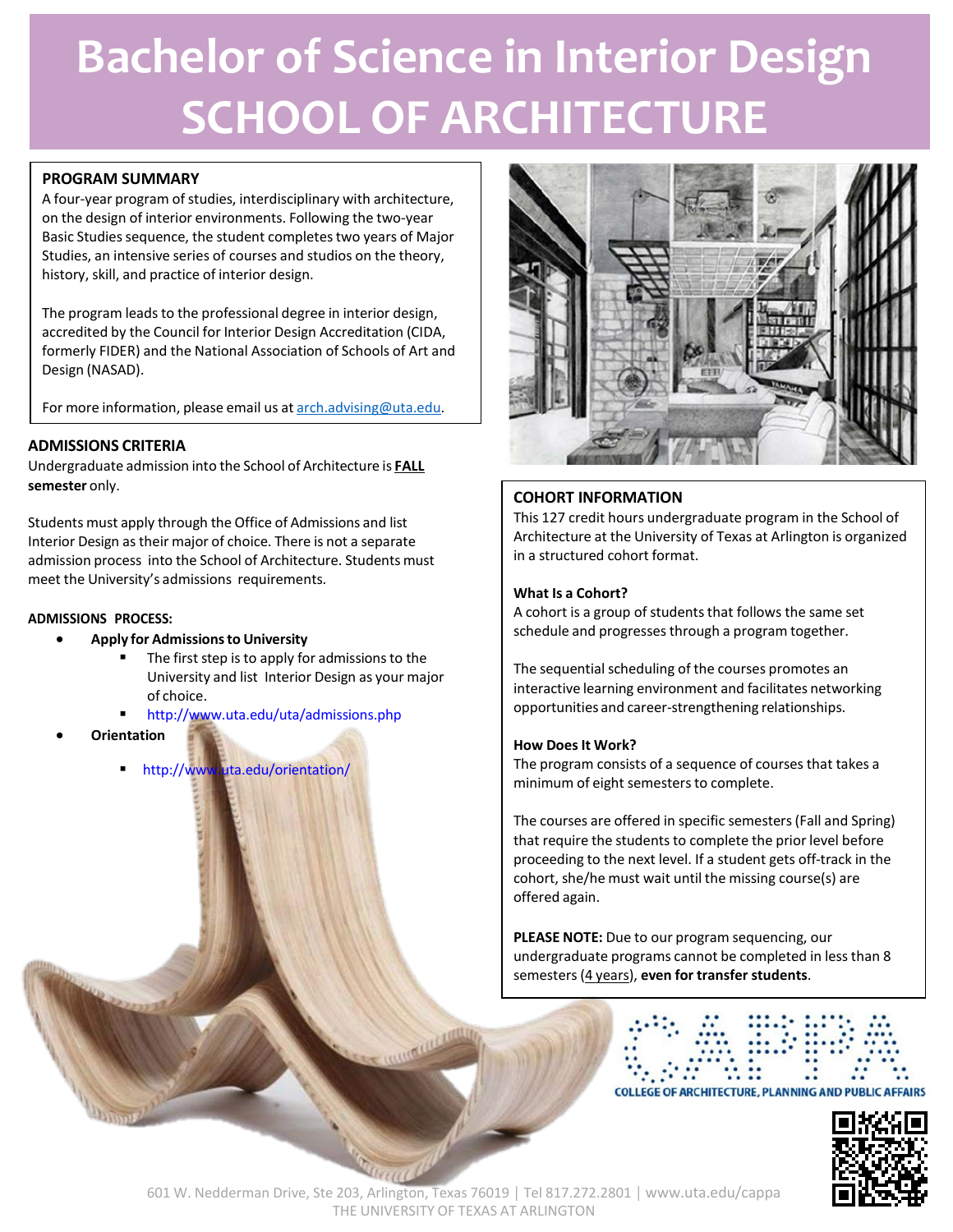# Bachelor of Science in Interior Design
# SCHOOL OF ARCHITECTURE

## PROGRAM SUMMARY

A four-year program of studies, interdisciplinary with architecture, on the design of interior environments. Following the two-year Basic Studies sequence, the student completes two years of Major Studies, an intensive series of courses and studios on the theory, history, skill, and practice of interior design.

The program leads to the professional degree in interior design, accredited by the Council for Interior Design Accreditation (CIDA, formerly FIDER) and the National Association of Schools of Art and Design (NASAD).

For more information, please email us at arch.advising@uta.edu.

## ADMISSIONS CRITERIA

Undergraduate admission into the School of Architecture is **FALL semester** only.

Students must apply through the Office of Admissions and list Interior Design as their major of choice. There is not a separate admission process into the School of Architecture. Students must meet the University's admissions requirements.

**ADMISSIONS PROCESS:**

- **Apply for Admissions to University**
  - The first step is to apply for admissions to the University and list Interior Design as your major of choice.
  - http://www.uta.edu/uta/admissions.php
- **Orientation**
  - http://www.uta.edu/orientation/

## COHORT INFORMATION

This 127 credit hours undergraduate program in the School of Architecture at the University of Texas at Arlington is organized in a structured cohort format.

**What Is a Cohort?**

A cohort is a group of students that follows the same set schedule and progresses through a program together.

The sequential scheduling of the courses promotes an interactive learning environment and facilitates networking opportunities and career-strengthening relationships.

**How Does It Work?**

The program consists of a sequence of courses that takes a minimum of eight semesters to complete.

The courses are offered in specific semesters (Fall and Spring) that require the students to complete the prior level before proceeding to the next level. If a student gets off-track in the cohort, she/he must wait until the missing course(s) are offered again.

**PLEASE NOTE:** Due to our program sequencing, our undergraduate programs cannot be completed in less than 8 semesters (4 years), **even for transfer students**.

CAPPA
COLLEGE OF ARCHITECTURE, PLANNING AND PUBLIC AFFAIRS

601 W. Nedderman Drive, Ste 203, Arlington, Texas 76019 | Tel 817.272.2801 | www.uta.edu/cappa
THE UNIVERSITY OF TEXAS AT ARLINGTON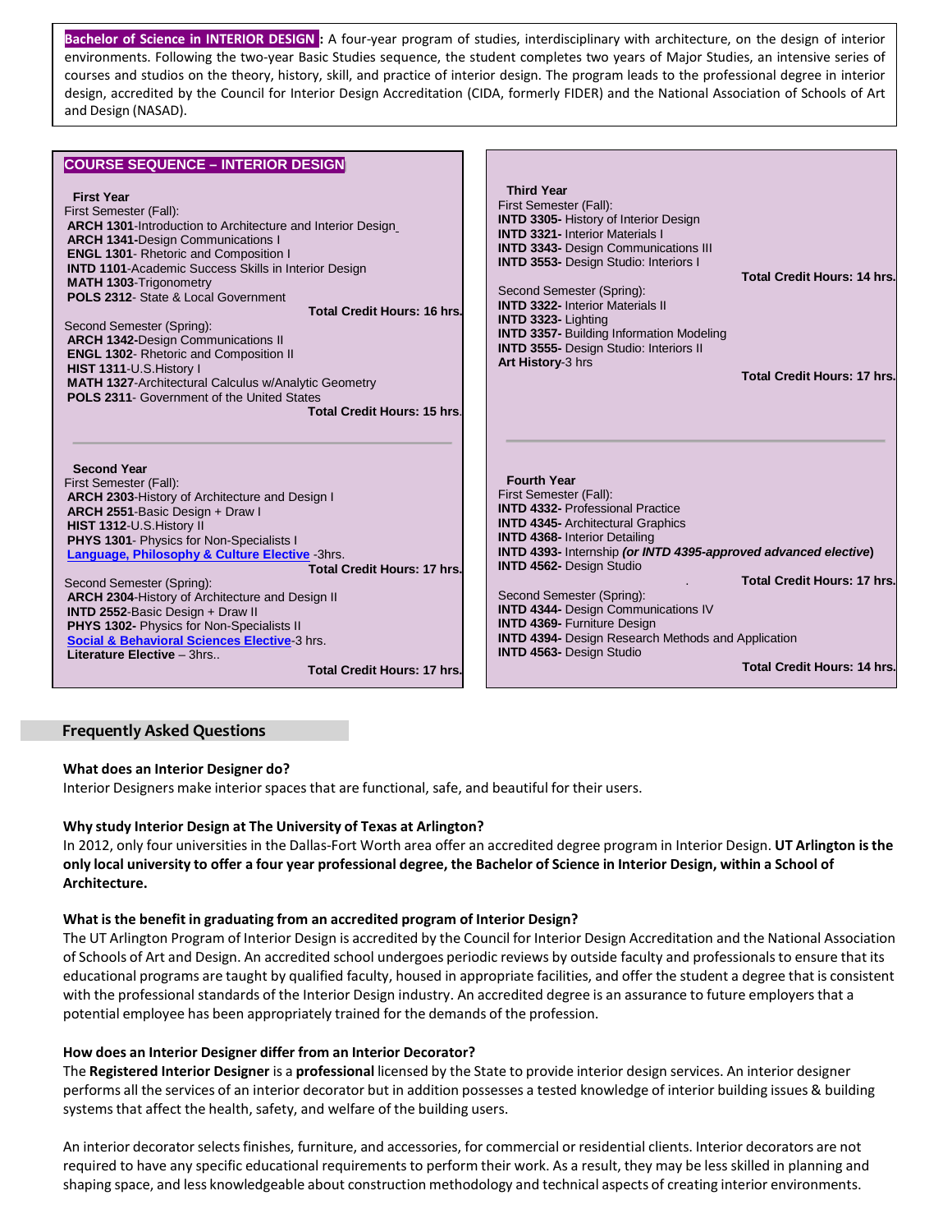**Bachelor of Science in INTERIOR DESIGN :** A four-year program of studies, interdisciplinary with architecture, on the design of interior environments. Following the two-year Basic Studies sequence, the student completes two years of Major Studies, an intensive series of courses and studios on the theory, history, skill, and practice of interior design. The program leads to the professional degree in interior design, accredited by the Council for Interior Design Accreditation (CIDA, formerly FIDER) and the National Association of Schools of Art and Design (NASAD).

## COURSE SEQUENCE – INTERIOR DESIGN

### First Year

First Semester (Fall):

- **ARCH 1301**-Introduction to Architecture and Interior Design
- **ARCH 1341**-Design Communications I
- **ENGL 1301**- Rhetoric and Composition I
- **INTD 1101**-Academic Success Skills in Interior Design
- **MATH 1303**-Trigonometry
- **POLS 2312**- State & Local Government

**Total Credit Hours: 16 hrs.**

Second Semester (Spring):

- **ARCH 1342-**Design Communications II
- **ENGL 1302**- Rhetoric and Composition II
- **HIST 1311**-U.S.History I
- **MATH 1327**-Architectural Calculus w/Analytic Geometry
- **POLS 2311**- Government of the United States

**Total Credit Hours: 15 hrs.**

### Second Year

First Semester (Fall):

- **ARCH 2303**-History of Architecture and Design I
- **ARCH 2551**-Basic Design + Draw I
- **HIST 1312**-U.S.History II
- **PHYS 1301**- Physics for Non-Specialists I
- **Language, Philosophy & Culture Elective** -3hrs.

**Total Credit Hours: 17 hrs.**

Second Semester (Spring):

- **ARCH 2304**-History of Architecture and Design II
- **INTD 2552**-Basic Design + Draw II
- **PHYS 1302-** Physics for Non-Specialists II
- **Social & Behavioral Sciences Elective**-3 hrs.
- **Literature Elective** – 3hrs..

**Total Credit Hours: 17 hrs.**

### Third Year

First Semester (Fall):

- **INTD 3305-** History of Interior Design
- **INTD 3321-** Interior Materials I
- **INTD 3343-** Design Communications III
- **INTD 3553-** Design Studio: Interiors I

**Total Credit Hours: 14 hrs.**

Second Semester (Spring):

- **INTD 3322-** Interior Materials II
- **INTD 3323-** Lighting
- **INTD 3357-** Building Information Modeling
- **INTD 3555-** Design Studio: Interiors II
- **Art History**-3 hrs

**Total Credit Hours: 17 hrs.**

### Fourth Year

First Semester (Fall):

- **INTD 4332-** Professional Practice
- **INTD 4345-** Architectural Graphics
- **INTD 4368-** Interior Detailing
- **INTD 4393-** Internship ***(or INTD 4395-approved advanced elective)***
- **INTD 4562-** Design Studio

**Total Credit Hours: 17 hrs.**

Second Semester (Spring):

- **INTD 4344-** Design Communications IV
- **INTD 4369-** Furniture Design
- **INTD 4394-** Design Research Methods and Application
- **INTD 4563-** Design Studio

**Total Credit Hours: 14 hrs.**

## Frequently Asked Questions

**What does an Interior Designer do?**

Interior Designers make interior spaces that are functional, safe, and beautiful for their users.

**Why study Interior Design at The University of Texas at Arlington?**

In 2012, only four universities in the Dallas-Fort Worth area offer an accredited degree program in Interior Design. **UT Arlington is the only local university to offer a four year professional degree, the Bachelor of Science in Interior Design, within a School of Architecture.**

**What is the benefit in graduating from an accredited program of Interior Design?**

The UT Arlington Program of Interior Design is accredited by the Council for Interior Design Accreditation and the National Association of Schools of Art and Design. An accredited school undergoes periodic reviews by outside faculty and professionals to ensure that its educational programs are taught by qualified faculty, housed in appropriate facilities, and offer the student a degree that is consistent with the professional standards of the Interior Design industry. An accredited degree is an assurance to future employers that a potential employee has been appropriately trained for the demands of the profession.

**How does an Interior Designer differ from an Interior Decorator?**

The **Registered Interior Designer** is a **professional** licensed by the State to provide interior design services. An interior designer performs all the services of an interior decorator but in addition possesses a tested knowledge of interior building issues & building systems that affect the health, safety, and welfare of the building users.

An interior decorator selects finishes, furniture, and accessories, for commercial or residential clients. Interior decorators are not required to have any specific educational requirements to perform their work. As a result, they may be less skilled in planning and shaping space, and less knowledgeable about construction methodology and technical aspects of creating interior environments.